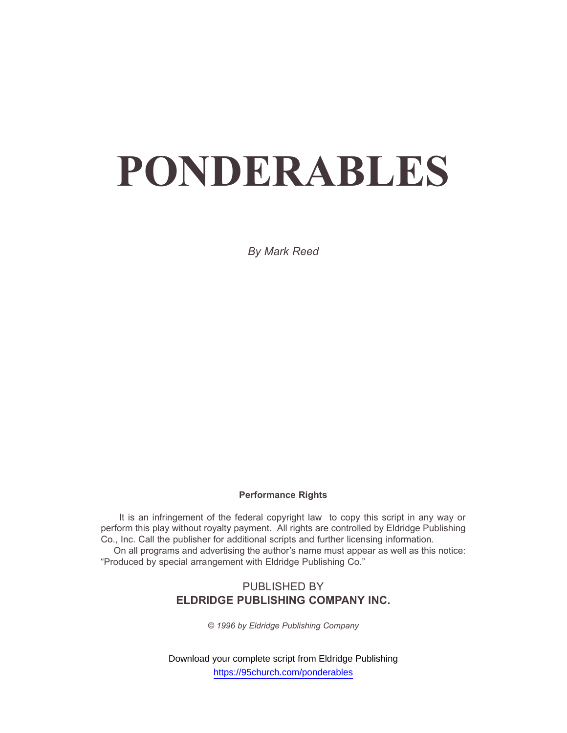# PONDERABLES

*By Mark Reed*

**Performance Rights**

It is an infringement of the federal copyright law to copy this script in any way or perform this play without royalty payment. All rights are controlled by Eldridge Publishing Co., Inc. Call the publisher for additional scripts and further licensing information.

On all programs and advertising the author's name must appear as well as this notice: "Produced by special arrangement with Eldridge Publishing Co."

PUBLISHED BY
**ELDRIDGE PUBLISHING COMPANY INC.**

*© 1996 by Eldridge Publishing Company*

Download your complete script from Eldridge Publishing
https://95church.com/ponderables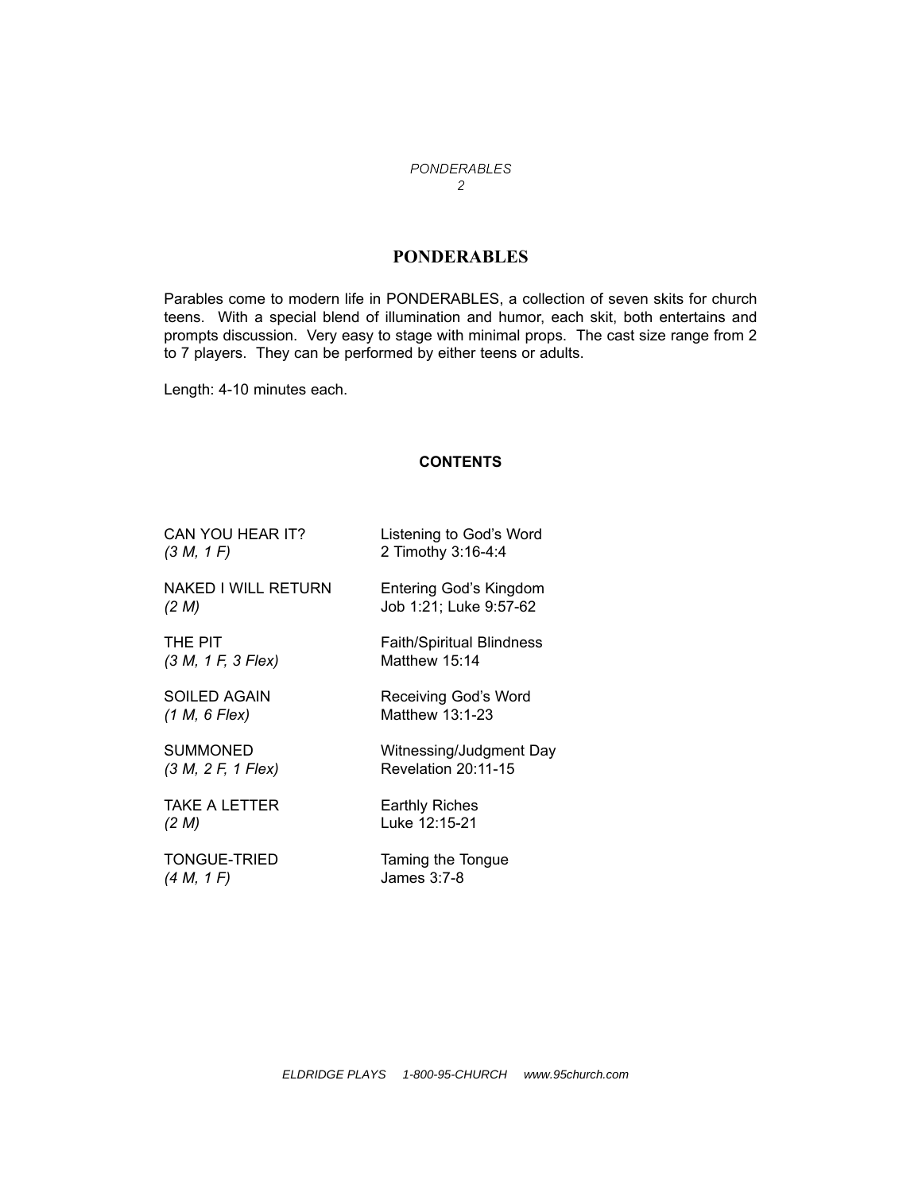# PONDERABLES

Parables come to modern life in PONDERABLES, a collection of seven skits for church teens. With a special blend of illumination and humor, each skit, both entertains and prompts discussion. Very easy to stage with minimal props. The cast size range from 2 to 7 players. They can be performed by either teens or adults.

Length: 4-10 minutes each.

**CONTENTS**

| | |
|---|---|
| CAN YOU HEAR IT?<br>*(3 M, 1 F)* | Listening to God's Word<br>2 Timothy 3:16-4:4 |
| NAKED I WILL RETURN<br>*(2 M)* | Entering God's Kingdom<br>Job 1:21; Luke 9:57-62 |
| THE PIT<br>*(3 M, 1 F, 3 Flex)* | Faith/Spiritual Blindness<br>Matthew 15:14 |
| SOILED AGAIN<br>*(1 M, 6 Flex)* | Receiving God's Word<br>Matthew 13:1-23 |
| SUMMONED<br>*(3 M, 2 F, 1 Flex)* | Witnessing/Judgment Day<br>Revelation 20:11-15 |
| TAKE A LETTER<br>*(2 M)* | Earthly Riches<br>Luke 12:15-21 |
| TONGUE-TRIED<br>*(4 M, 1 F)* | Taming the Tongue<br>James 3:7-8 |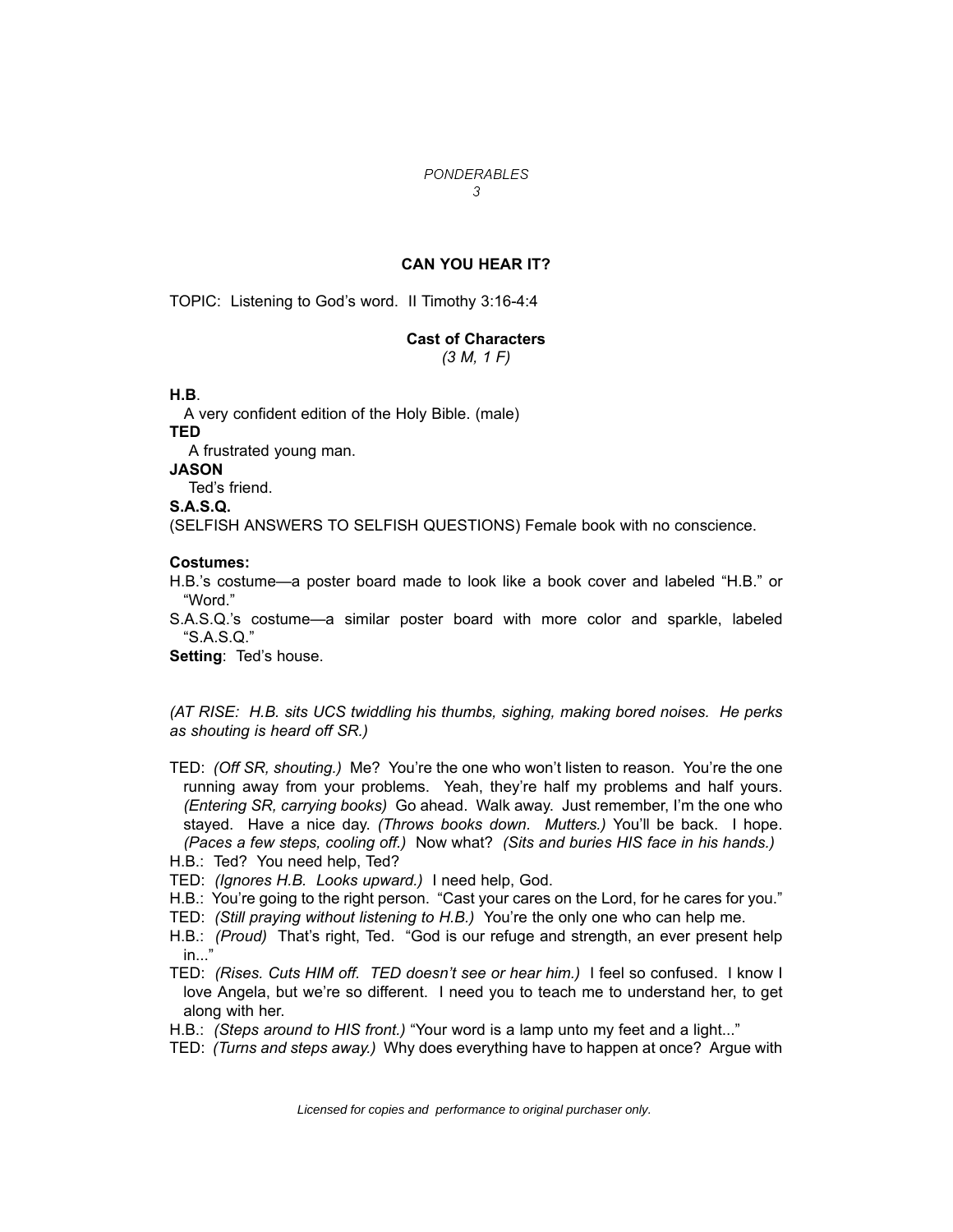## CAN YOU HEAR IT?

TOPIC: Listening to God's word. II Timothy 3:16-4:4

**Cast of Characters**
*(3 M, 1 F)*

**H.B**.
A very confident edition of the Holy Bible. (male)

**TED**
A frustrated young man.

**JASON**
Ted's friend.

**S.A.S.Q.**
(SELFISH ANSWERS TO SELFISH QUESTIONS) Female book with no conscience.

**Costumes:**

H.B.'s costume—a poster board made to look like a book cover and labeled "H.B." or "Word."

S.A.S.Q.'s costume—a similar poster board with more color and sparkle, labeled "S.A.S.Q."

**Setting**: Ted's house.

*(AT RISE: H.B. sits UCS twiddling his thumbs, sighing, making bored noises. He perks as shouting is heard off SR.)*

TED: *(Off SR, shouting.)* Me? You're the one who won't listen to reason. You're the one running away from your problems. Yeah, they're half my problems and half yours. *(Entering SR, carrying books)* Go ahead. Walk away. Just remember, I'm the one who stayed. Have a nice day. *(Throws books down. Mutters.)* You'll be back. I hope. *(Paces a few steps, cooling off.)* Now what? *(Sits and buries HIS face in his hands.)*

H.B.: Ted? You need help, Ted?

TED: *(Ignores H.B. Looks upward.)* I need help, God.

H.B.: You're going to the right person. "Cast your cares on the Lord, for he cares for you."

TED: *(Still praying without listening to H.B.)* You're the only one who can help me.

H.B.: *(Proud)* That's right, Ted. "God is our refuge and strength, an ever present help in..."

TED: *(Rises. Cuts HIM off. TED doesn't see or hear him.)* I feel so confused. I know I love Angela, but we're so different. I need you to teach me to understand her, to get along with her.

H.B.: *(Steps around to HIS front.)* "Your word is a lamp unto my feet and a light..."

TED: *(Turns and steps away.)* Why does everything have to happen at once? Argue with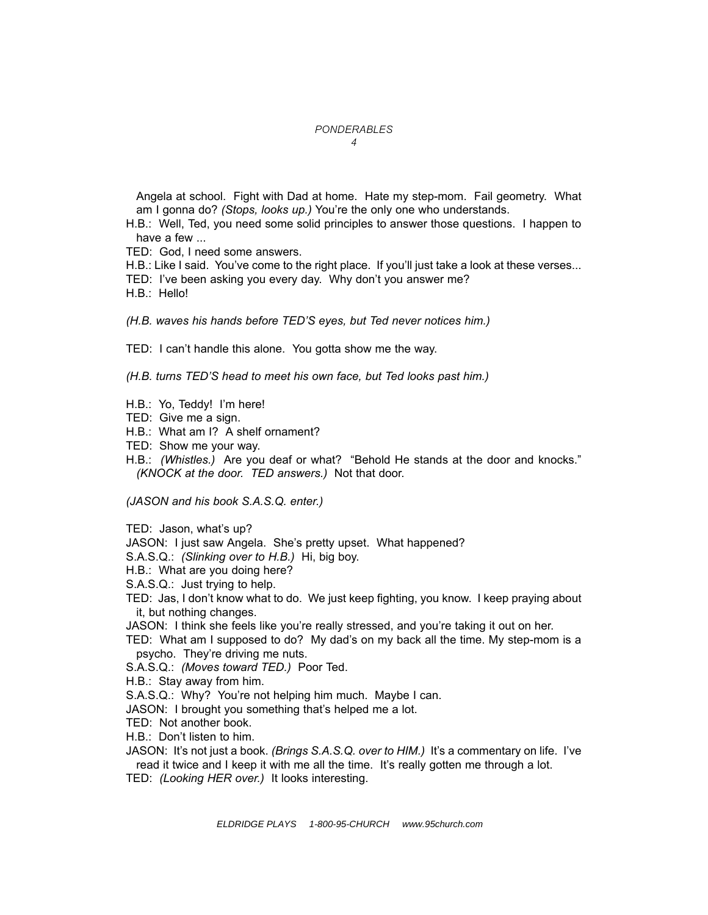Angela at school. Fight with Dad at home. Hate my step-mom. Fail geometry. What am I gonna do? *(Stops, looks up.)* You're the only one who understands.

H.B.: Well, Ted, you need some solid principles to answer those questions. I happen to have a few ...

TED: God, I need some answers.

H.B.: Like I said. You've come to the right place. If you'll just take a look at these verses...

TED: I've been asking you every day. Why don't you answer me?

H.B.: Hello!

*(H.B. waves his hands before TED'S eyes, but Ted never notices him.)*

TED: I can't handle this alone. You gotta show me the way.

*(H.B. turns TED'S head to meet his own face, but Ted looks past him.)*

H.B.: Yo, Teddy! I'm here!

TED: Give me a sign.

H.B.: What am I? A shelf ornament?

TED: Show me your way.

H.B.: *(Whistles.)* Are you deaf or what? "Behold He stands at the door and knocks." *(KNOCK at the door. TED answers.)* Not that door.

*(JASON and his book S.A.S.Q. enter.)*

TED: Jason, what's up?

JASON: I just saw Angela. She's pretty upset. What happened?

S.A.S.Q.: *(Slinking over to H.B.)* Hi, big boy.

H.B.: What are you doing here?

S.A.S.Q.: Just trying to help.

TED: Jas, I don't know what to do. We just keep fighting, you know. I keep praying about it, but nothing changes.

JASON: I think she feels like you're really stressed, and you're taking it out on her.

TED: What am I supposed to do? My dad's on my back all the time. My step-mom is a psycho. They're driving me nuts.

S.A.S.Q.: *(Moves toward TED.)* Poor Ted.

H.B.: Stay away from him.

S.A.S.Q.: Why? You're not helping him much. Maybe I can.

JASON: I brought you something that's helped me a lot.

TED: Not another book.

H.B.: Don't listen to him.

JASON: It's not just a book. *(Brings S.A.S.Q. over to HIM.)* It's a commentary on life. I've read it twice and I keep it with me all the time. It's really gotten me through a lot.

TED: *(Looking HER over.)* It looks interesting.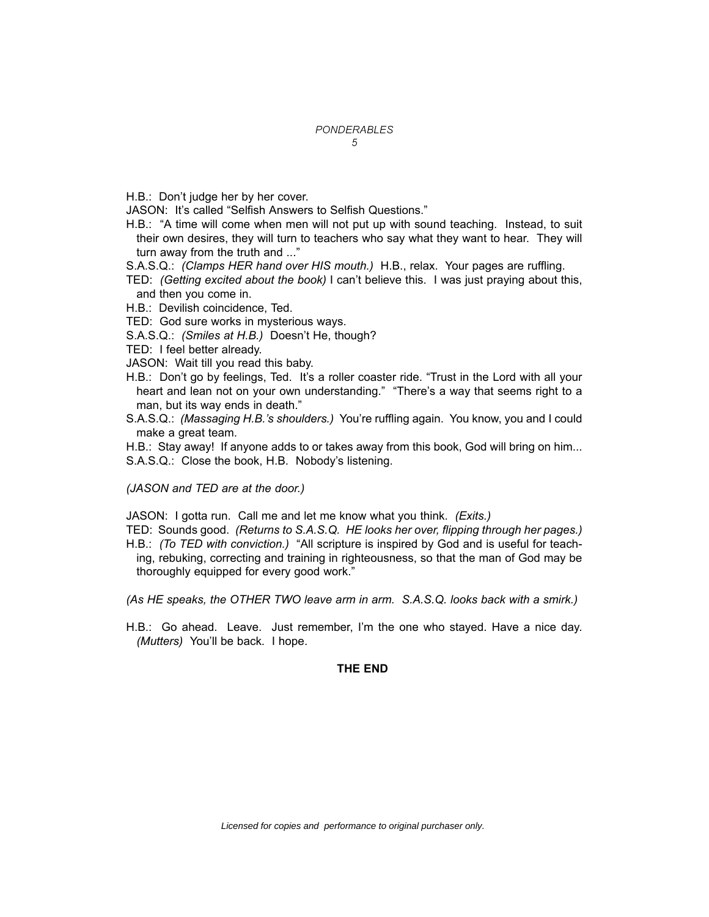H.B.: Don't judge her by her cover.

JASON: It's called "Selfish Answers to Selfish Questions."

H.B.: "A time will come when men will not put up with sound teaching. Instead, to suit their own desires, they will turn to teachers who say what they want to hear. They will turn away from the truth and ..."

S.A.S.Q.: *(Clamps HER hand over HIS mouth.)* H.B., relax. Your pages are ruffling.

TED: *(Getting excited about the book)* I can't believe this. I was just praying about this, and then you come in.

H.B.: Devilish coincidence, Ted.

TED: God sure works in mysterious ways.

S.A.S.Q.: *(Smiles at H.B.)* Doesn't He, though?

TED: I feel better already.

JASON: Wait till you read this baby.

H.B.: Don't go by feelings, Ted. It's a roller coaster ride. "Trust in the Lord with all your heart and lean not on your own understanding." "There's a way that seems right to a man, but its way ends in death."

S.A.S.Q.: *(Massaging H.B.'s shoulders.)* You're ruffling again. You know, you and I could make a great team.

H.B.: Stay away! If anyone adds to or takes away from this book, God will bring on him...

S.A.S.Q.: Close the book, H.B. Nobody's listening.

*(JASON and TED are at the door.)*

JASON: I gotta run. Call me and let me know what you think. *(Exits.)*

TED: Sounds good. *(Returns to S.A.S.Q. HE looks her over, flipping through her pages.)*

H.B.: *(To TED with conviction.)* "All scripture is inspired by God and is useful for teaching, rebuking, correcting and training in righteousness, so that the man of God may be thoroughly equipped for every good work."

*(As HE speaks, the OTHER TWO leave arm in arm. S.A.S.Q. looks back with a smirk.)*

H.B.: Go ahead. Leave. Just remember, I'm the one who stayed. Have a nice day. *(Mutters)* You'll be back. I hope.

**THE END**

*Licensed for copies and performance to original purchaser only.*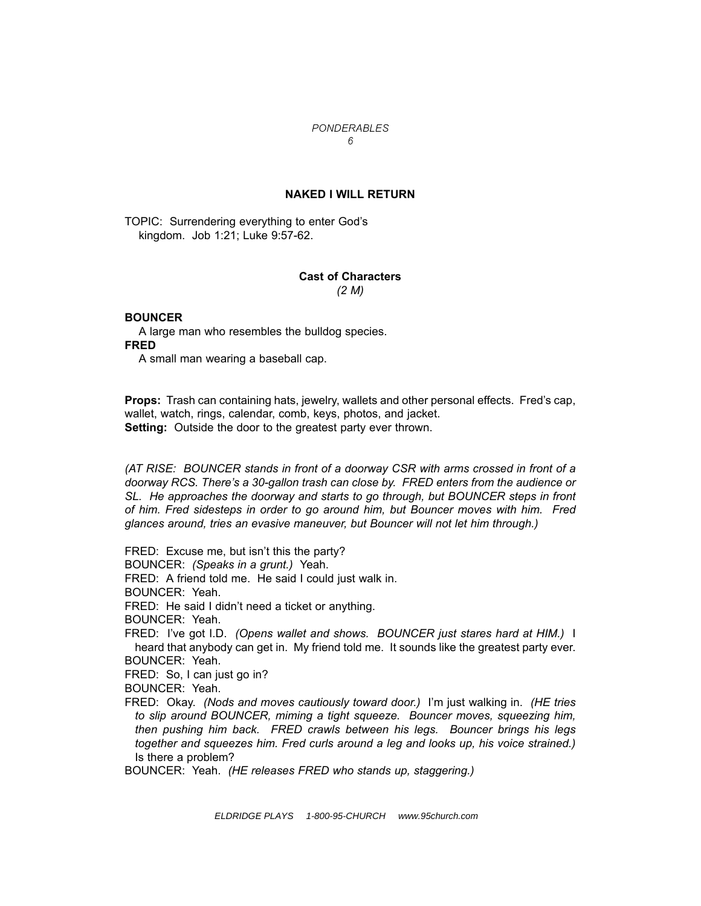## NAKED I WILL RETURN

TOPIC: Surrendering everything to enter God's kingdom. Job 1:21; Luke 9:57-62.

### Cast of Characters

*(2 M)*

**BOUNCER**

A large man who resembles the bulldog species.

**FRED**

A small man wearing a baseball cap.

**Props:** Trash can containing hats, jewelry, wallets and other personal effects. Fred's cap, wallet, watch, rings, calendar, comb, keys, photos, and jacket.

**Setting:** Outside the door to the greatest party ever thrown.

*(AT RISE: BOUNCER stands in front of a doorway CSR with arms crossed in front of a doorway RCS. There's a 30-gallon trash can close by. FRED enters from the audience or SL. He approaches the doorway and starts to go through, but BOUNCER steps in front of him. Fred sidesteps in order to go around him, but Bouncer moves with him. Fred glances around, tries an evasive maneuver, but Bouncer will not let him through.)*

FRED: Excuse me, but isn't this the party?

BOUNCER: *(Speaks in a grunt.)* Yeah.

FRED: A friend told me. He said I could just walk in.

BOUNCER: Yeah.

FRED: He said I didn't need a ticket or anything.

BOUNCER: Yeah.

FRED: I've got I.D. *(Opens wallet and shows. BOUNCER just stares hard at HIM.)* I heard that anybody can get in. My friend told me. It sounds like the greatest party ever.

BOUNCER: Yeah.

FRED: So, I can just go in?

BOUNCER: Yeah.

FRED: Okay. *(Nods and moves cautiously toward door.)* I'm just walking in. *(HE tries to slip around BOUNCER, miming a tight squeeze. Bouncer moves, squeezing him, then pushing him back. FRED crawls between his legs. Bouncer brings his legs together and squeezes him. Fred curls around a leg and looks up, his voice strained.)* Is there a problem?

BOUNCER: Yeah. *(HE releases FRED who stands up, staggering.)*